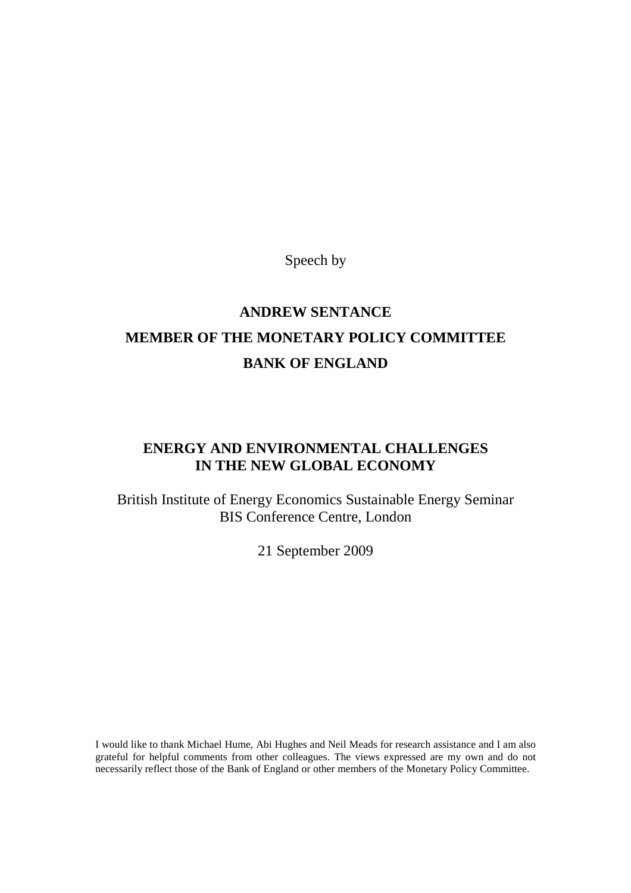Speech by

# ANDREW SENTANCE
# MEMBER OF THE MONETARY POLICY COMMITTEE
# BANK OF ENGLAND

## ENERGY AND ENVIRONMENTAL CHALLENGES IN THE NEW GLOBAL ECONOMY

British Institute of Energy Economics Sustainable Energy Seminar
BIS Conference Centre, London

21 September 2009

I would like to thank Michael Hume, Abi Hughes and Neil Meads for research assistance and I am also grateful for helpful comments from other colleagues. The views expressed are my own and do not necessarily reflect those of the Bank of England or other members of the Monetary Policy Committee.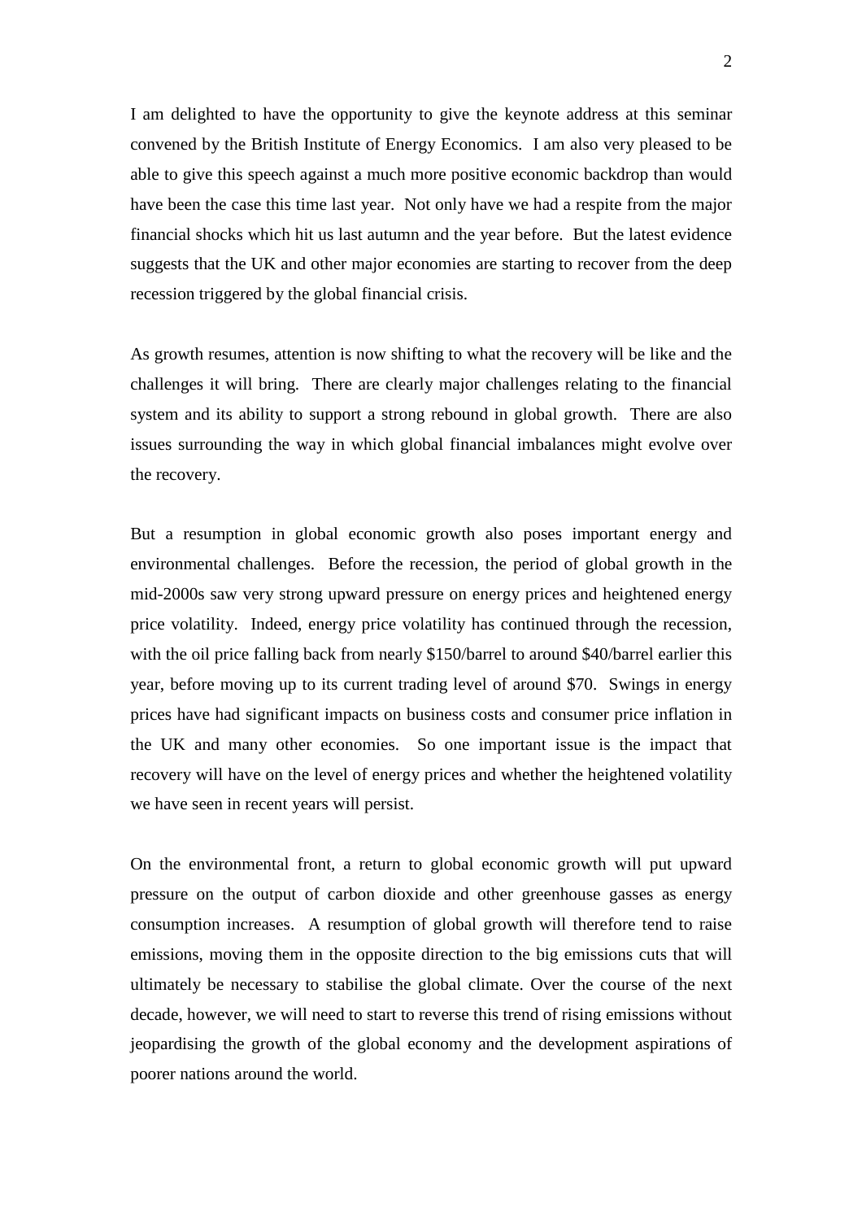I am delighted to have the opportunity to give the keynote address at this seminar convened by the British Institute of Energy Economics. I am also very pleased to be able to give this speech against a much more positive economic backdrop than would have been the case this time last year. Not only have we had a respite from the major financial shocks which hit us last autumn and the year before. But the latest evidence suggests that the UK and other major economies are starting to recover from the deep recession triggered by the global financial crisis.

As growth resumes, attention is now shifting to what the recovery will be like and the challenges it will bring. There are clearly major challenges relating to the financial system and its ability to support a strong rebound in global growth. There are also issues surrounding the way in which global financial imbalances might evolve over the recovery.

But a resumption in global economic growth also poses important energy and environmental challenges. Before the recession, the period of global growth in the mid-2000s saw very strong upward pressure on energy prices and heightened energy price volatility. Indeed, energy price volatility has continued through the recession, with the oil price falling back from nearly $150/barrel to around $40/barrel earlier this year, before moving up to its current trading level of around $70. Swings in energy prices have had significant impacts on business costs and consumer price inflation in the UK and many other economies. So one important issue is the impact that recovery will have on the level of energy prices and whether the heightened volatility we have seen in recent years will persist.

On the environmental front, a return to global economic growth will put upward pressure on the output of carbon dioxide and other greenhouse gasses as energy consumption increases. A resumption of global growth will therefore tend to raise emissions, moving them in the opposite direction to the big emissions cuts that will ultimately be necessary to stabilise the global climate. Over the course of the next decade, however, we will need to start to reverse this trend of rising emissions without jeopardising the growth of the global economy and the development aspirations of poorer nations around the world.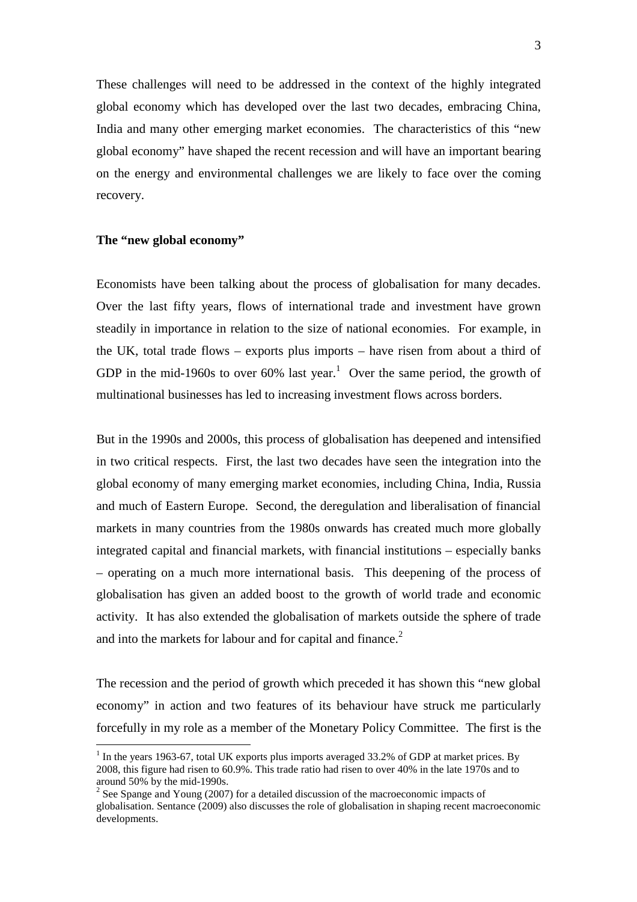These challenges will need to be addressed in the context of the highly integrated global economy which has developed over the last two decades, embracing China, India and many other emerging market economies. The characteristics of this "new global economy" have shaped the recent recession and will have an important bearing on the energy and environmental challenges we are likely to face over the coming recovery.

**The "new global economy"**

Economists have been talking about the process of globalisation for many decades. Over the last fifty years, flows of international trade and investment have grown steadily in importance in relation to the size of national economies. For example, in the UK, total trade flows – exports plus imports – have risen from about a third of GDP in the mid-1960s to over 60% last year.[1] Over the same period, the growth of multinational businesses has led to increasing investment flows across borders.

But in the 1990s and 2000s, this process of globalisation has deepened and intensified in two critical respects. First, the last two decades have seen the integration into the global economy of many emerging market economies, including China, India, Russia and much of Eastern Europe. Second, the deregulation and liberalisation of financial markets in many countries from the 1980s onwards has created much more globally integrated capital and financial markets, with financial institutions – especially banks – operating on a much more international basis. This deepening of the process of globalisation has given an added boost to the growth of world trade and economic activity. It has also extended the globalisation of markets outside the sphere of trade and into the markets for labour and for capital and finance.[2]

The recession and the period of growth which preceded it has shown this "new global economy" in action and two features of its behaviour have struck me particularly forcefully in my role as a member of the Monetary Policy Committee. The first is the

[1] In the years 1963-67, total UK exports plus imports averaged 33.2% of GDP at market prices. By 2008, this figure had risen to 60.9%. This trade ratio had risen to over 40% in the late 1970s and to around 50% by the mid-1990s.

[2] See Spange and Young (2007) for a detailed discussion of the macroeconomic impacts of globalisation. Sentance (2009) also discusses the role of globalisation in shaping recent macroeconomic developments.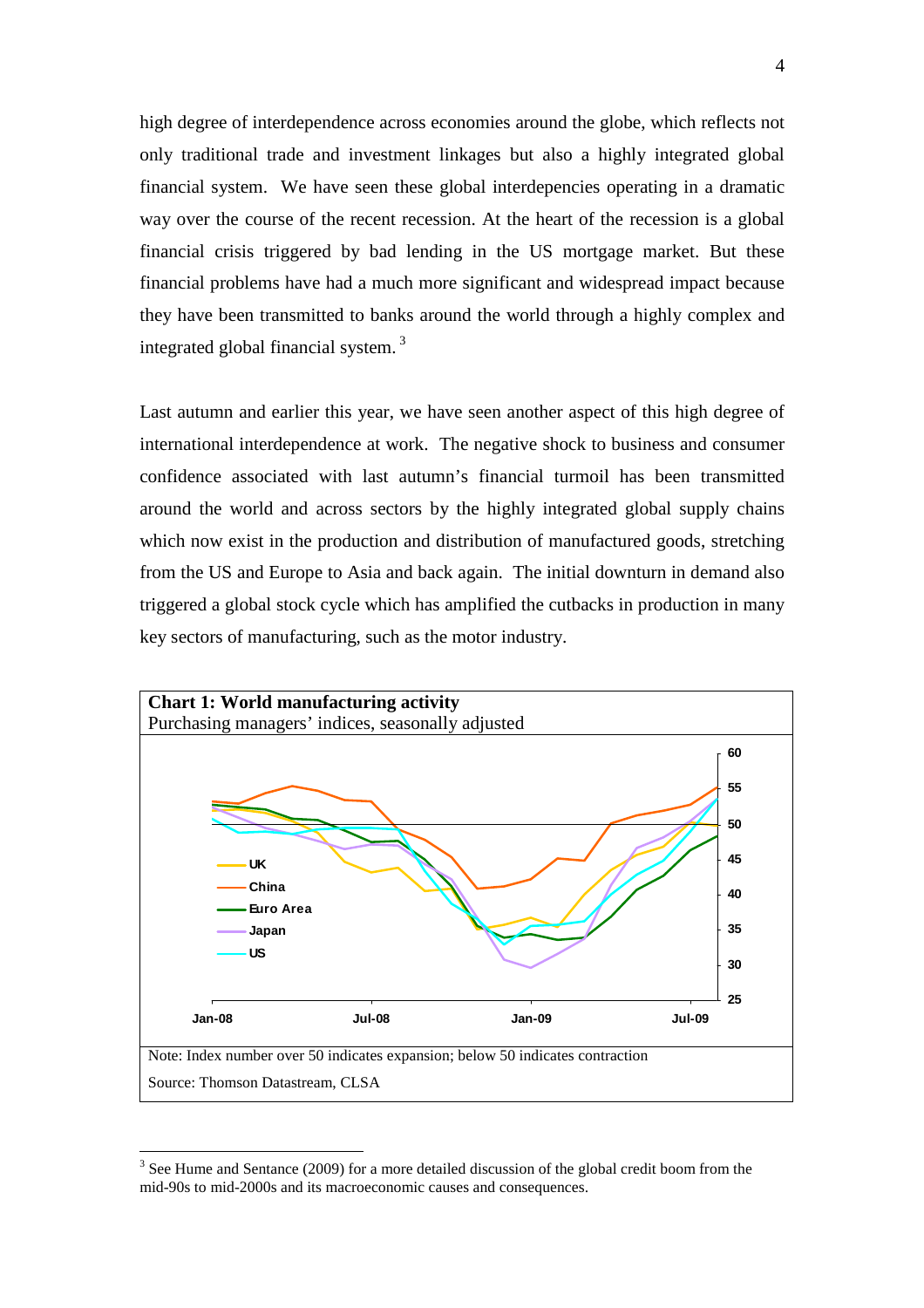high degree of interdependence across economies around the globe, which reflects not only traditional trade and investment linkages but also a highly integrated global financial system. We have seen these global interdepencies operating in a dramatic way over the course of the recent recession. At the heart of the recession is a global financial crisis triggered by bad lending in the US mortgage market. But these financial problems have had a much more significant and widespread impact because they have been transmitted to banks around the world through a highly complex and integrated global financial system. [3]

Last autumn and earlier this year, we have seen another aspect of this high degree of international interdependence at work. The negative shock to business and consumer confidence associated with last autumn's financial turmoil has been transmitted around the world and across sectors by the highly integrated global supply chains which now exist in the production and distribution of manufactured goods, stretching from the US and Europe to Asia and back again. The initial downturn in demand also triggered a global stock cycle which has amplified the cutbacks in production in many key sectors of manufacturing, such as the motor industry.

**Chart 1: World manufacturing activity**
Purchasing managers' indices, seasonally adjusted

Note: Index number over 50 indicates expansion; below 50 indicates contraction

Source: Thomson Datastream, CLSA

---

[3] See Hume and Sentance (2009) for a more detailed discussion of the global credit boom from the mid-90s to mid-2000s and its macroeconomic causes and consequences.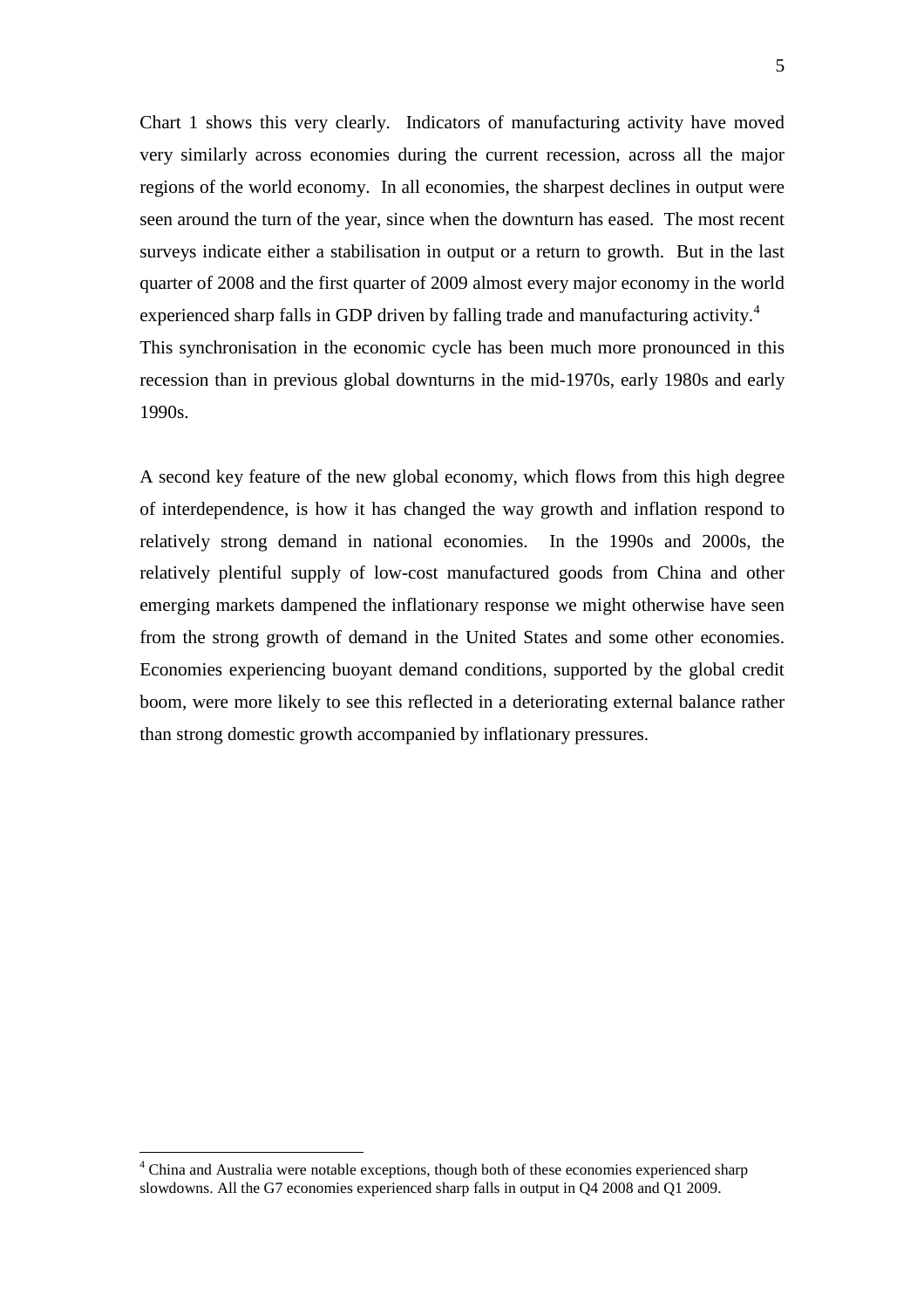Chart 1 shows this very clearly. Indicators of manufacturing activity have moved very similarly across economies during the current recession, across all the major regions of the world economy. In all economies, the sharpest declines in output were seen around the turn of the year, since when the downturn has eased. The most recent surveys indicate either a stabilisation in output or a return to growth. But in the last quarter of 2008 and the first quarter of 2009 almost every major economy in the world experienced sharp falls in GDP driven by falling trade and manufacturing activity.[4] This synchronisation in the economic cycle has been much more pronounced in this recession than in previous global downturns in the mid-1970s, early 1980s and early 1990s.

A second key feature of the new global economy, which flows from this high degree of interdependence, is how it has changed the way growth and inflation respond to relatively strong demand in national economies. In the 1990s and 2000s, the relatively plentiful supply of low-cost manufactured goods from China and other emerging markets dampened the inflationary response we might otherwise have seen from the strong growth of demand in the United States and some other economies. Economies experiencing buoyant demand conditions, supported by the global credit boom, were more likely to see this reflected in a deteriorating external balance rather than strong domestic growth accompanied by inflationary pressures.

---

[4] China and Australia were notable exceptions, though both of these economies experienced sharp slowdowns. All the G7 economies experienced sharp falls in output in Q4 2008 and Q1 2009.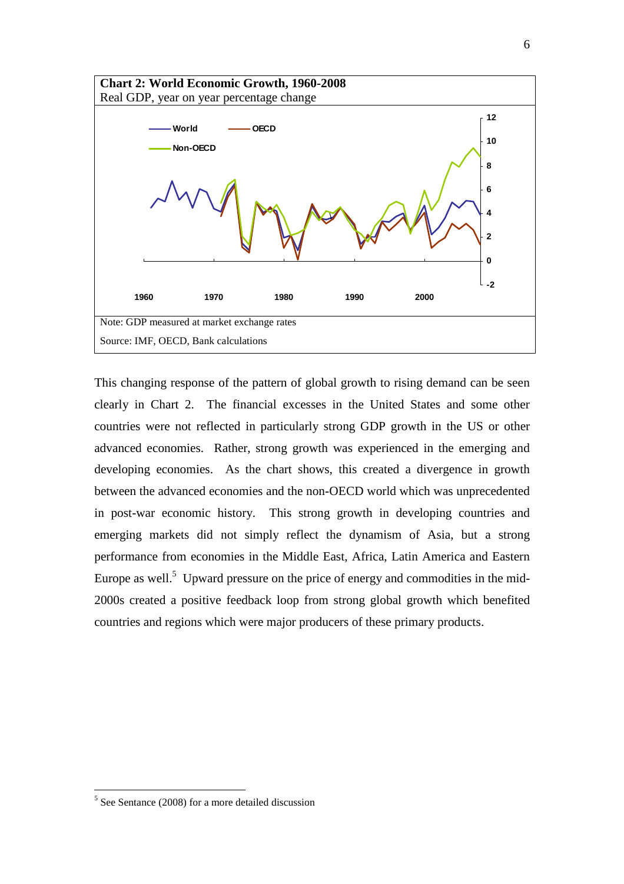**Chart 2: World Economic Growth, 1960-2008**
Real GDP, year on year percentage change

Note: GDP measured at market exchange rates

Source: IMF, OECD, Bank calculations

This changing response of the pattern of global growth to rising demand can be seen clearly in Chart 2. The financial excesses in the United States and some other countries were not reflected in particularly strong GDP growth in the US or other advanced economies. Rather, strong growth was experienced in the emerging and developing economies. As the chart shows, this created a divergence in growth between the advanced economies and the non-OECD world which was unprecedented in post-war economic history. This strong growth in developing countries and emerging markets did not simply reflect the dynamism of Asia, but a strong performance from economies in the Middle East, Africa, Latin America and Eastern Europe as well.[5] Upward pressure on the price of energy and commodities in the mid-2000s created a positive feedback loop from strong global growth which benefited countries and regions which were major producers of these primary products.

[5] See Sentance (2008) for a more detailed discussion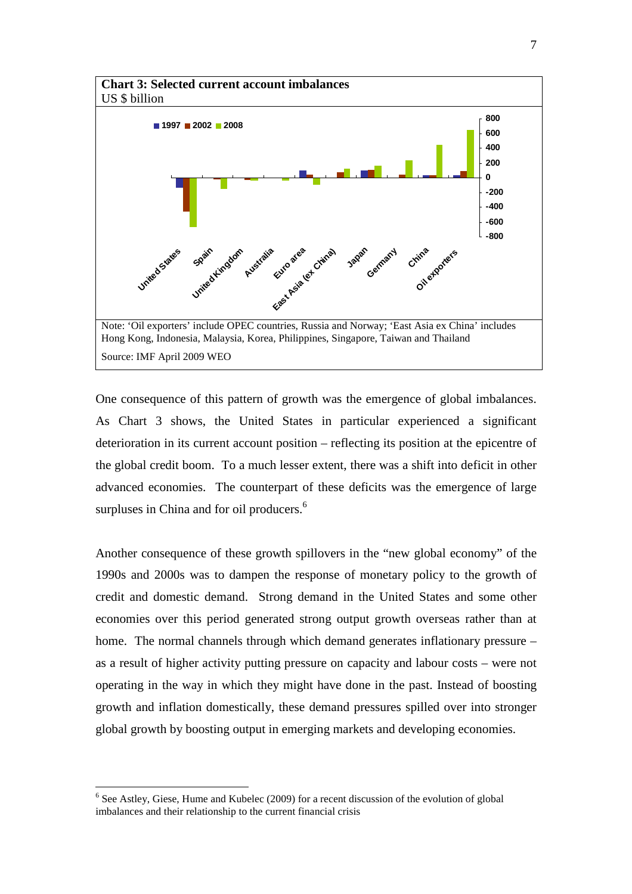**Chart 3: Selected current account imbalances**
US $ billion

Note: 'Oil exporters' include OPEC countries, Russia and Norway; 'East Asia ex China' includes Hong Kong, Indonesia, Malaysia, Korea, Philippines, Singapore, Taiwan and Thailand

Source: IMF April 2009 WEO

One consequence of this pattern of growth was the emergence of global imbalances. As Chart 3 shows, the United States in particular experienced a significant deterioration in its current account position – reflecting its position at the epicentre of the global credit boom. To a much lesser extent, there was a shift into deficit in other advanced economies. The counterpart of these deficits was the emergence of large surpluses in China and for oil producers.[6]

Another consequence of these growth spillovers in the "new global economy" of the 1990s and 2000s was to dampen the response of monetary policy to the growth of credit and domestic demand. Strong demand in the United States and some other economies over this period generated strong output growth overseas rather than at home. The normal channels through which demand generates inflationary pressure – as a result of higher activity putting pressure on capacity and labour costs – were not operating in the way in which they might have done in the past. Instead of boosting growth and inflation domestically, these demand pressures spilled over into stronger global growth by boosting output in emerging markets and developing economies.

---

[6] See Astley, Giese, Hume and Kubelec (2009) for a recent discussion of the evolution of global imbalances and their relationship to the current financial crisis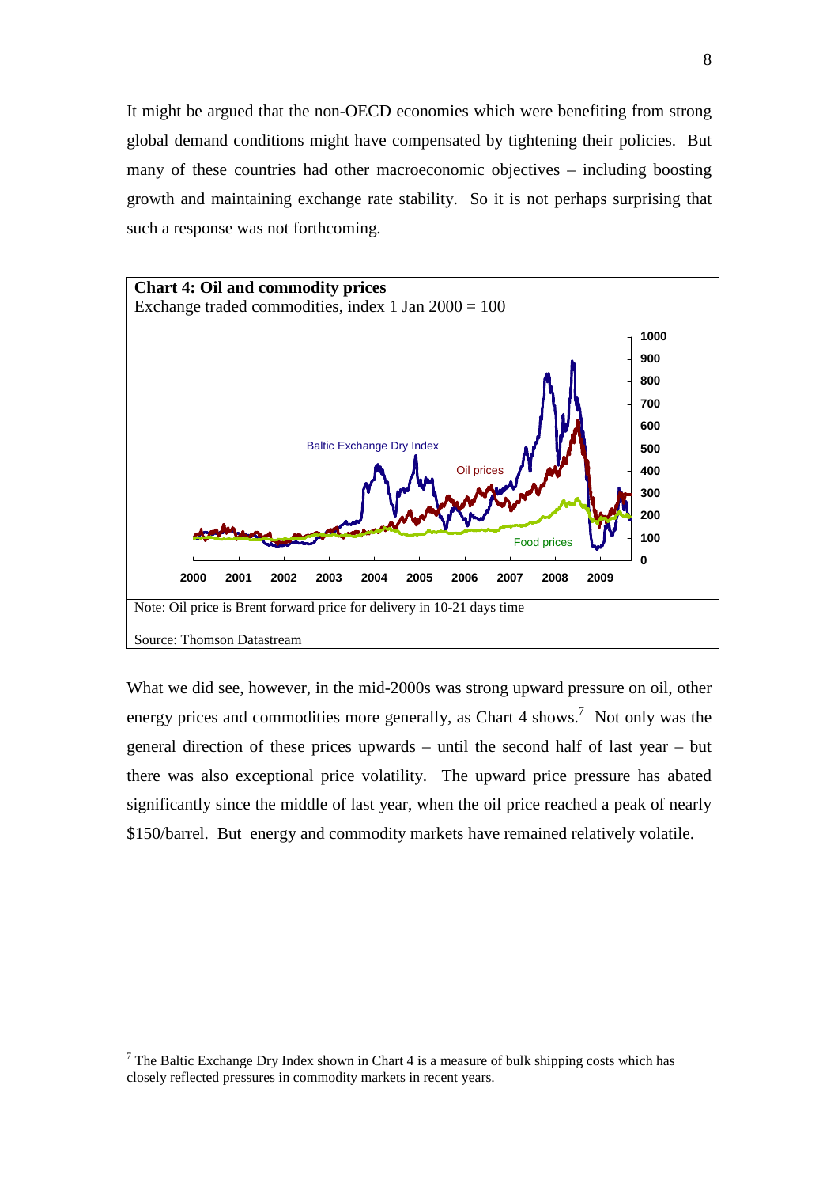It might be argued that the non-OECD economies which were benefiting from strong global demand conditions might have compensated by tightening their policies. But many of these countries had other macroeconomic objectives – including boosting growth and maintaining exchange rate stability. So it is not perhaps surprising that such a response was not forthcoming.

**Chart 4: Oil and commodity prices**
Exchange traded commodities, index 1 Jan 2000 = 100

Note: Oil price is Brent forward price for delivery in 10-21 days time

Source: Thomson Datastream

What we did see, however, in the mid-2000s was strong upward pressure on oil, other energy prices and commodities more generally, as Chart 4 shows.[7] Not only was the general direction of these prices upwards – until the second half of last year – but there was also exceptional price volatility. The upward price pressure has abated significantly since the middle of last year, when the oil price reached a peak of nearly $150/barrel. But energy and commodity markets have remained relatively volatile.

[7] The Baltic Exchange Dry Index shown in Chart 4 is a measure of bulk shipping costs which has closely reflected pressures in commodity markets in recent years.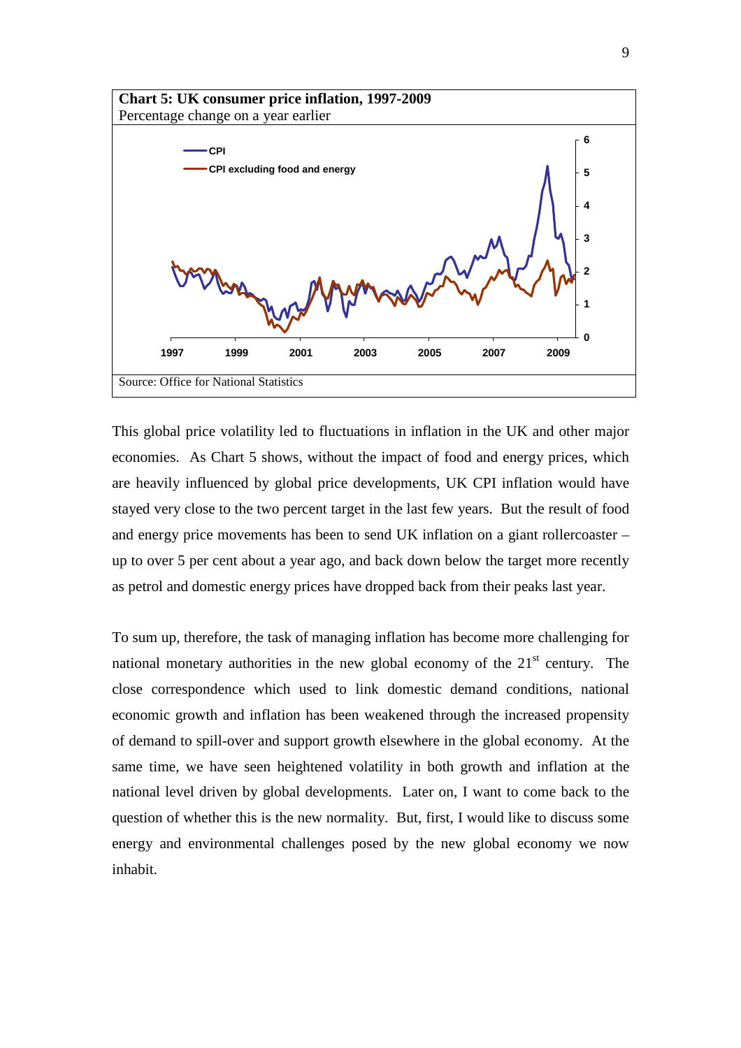**Chart 5: UK consumer price inflation, 1997-2009**
Percentage change on a year earlier

Source: Office for National Statistics

This global price volatility led to fluctuations in inflation in the UK and other major economies. As Chart 5 shows, without the impact of food and energy prices, which are heavily influenced by global price developments, UK CPI inflation would have stayed very close to the two percent target in the last few years. But the result of food and energy price movements has been to send UK inflation on a giant rollercoaster – up to over 5 per cent about a year ago, and back down below the target more recently as petrol and domestic energy prices have dropped back from their peaks last year.

To sum up, therefore, the task of managing inflation has become more challenging for national monetary authorities in the new global economy of the 21st century. The close correspondence which used to link domestic demand conditions, national economic growth and inflation has been weakened through the increased propensity of demand to spill-over and support growth elsewhere in the global economy. At the same time, we have seen heightened volatility in both growth and inflation at the national level driven by global developments. Later on, I want to come back to the question of whether this is the new normality. But, first, I would like to discuss some energy and environmental challenges posed by the new global economy we now inhabit.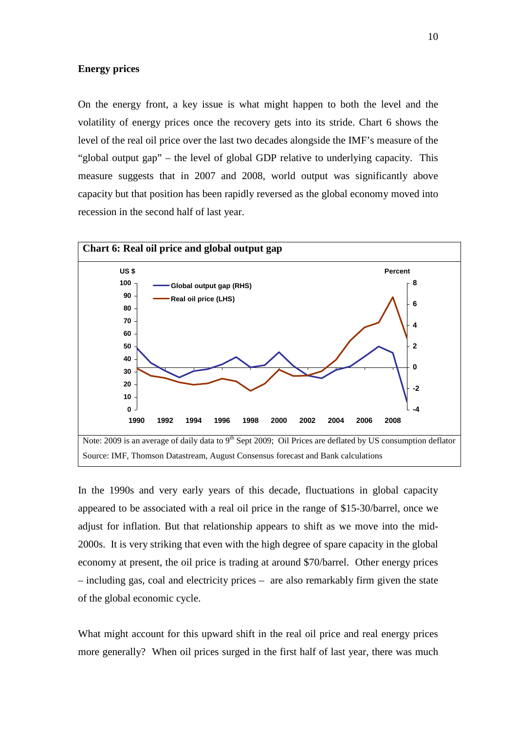**Energy prices**

On the energy front, a key issue is what might happen to both the level and the volatility of energy prices once the recovery gets into its stride. Chart 6 shows the level of the real oil price over the last two decades alongside the IMF's measure of the "global output gap" – the level of global GDP relative to underlying capacity. This measure suggests that in 2007 and 2008, world output was significantly above capacity but that position has been rapidly reversed as the global economy moved into recession in the second half of last year.

**Chart 6: Real oil price and global output gap**

Note: 2009 is an average of daily data to 9th Sept 2009; Oil Prices are deflated by US consumption deflator

Source: IMF, Thomson Datastream, August Consensus forecast and Bank calculations

In the 1990s and very early years of this decade, fluctuations in global capacity appeared to be associated with a real oil price in the range of $15-30/barrel, once we adjust for inflation. But that relationship appears to shift as we move into the mid-2000s. It is very striking that even with the high degree of spare capacity in the global economy at present, the oil price is trading at around $70/barrel. Other energy prices – including gas, coal and electricity prices – are also remarkably firm given the state of the global economic cycle.

What might account for this upward shift in the real oil price and real energy prices more generally? When oil prices surged in the first half of last year, there was much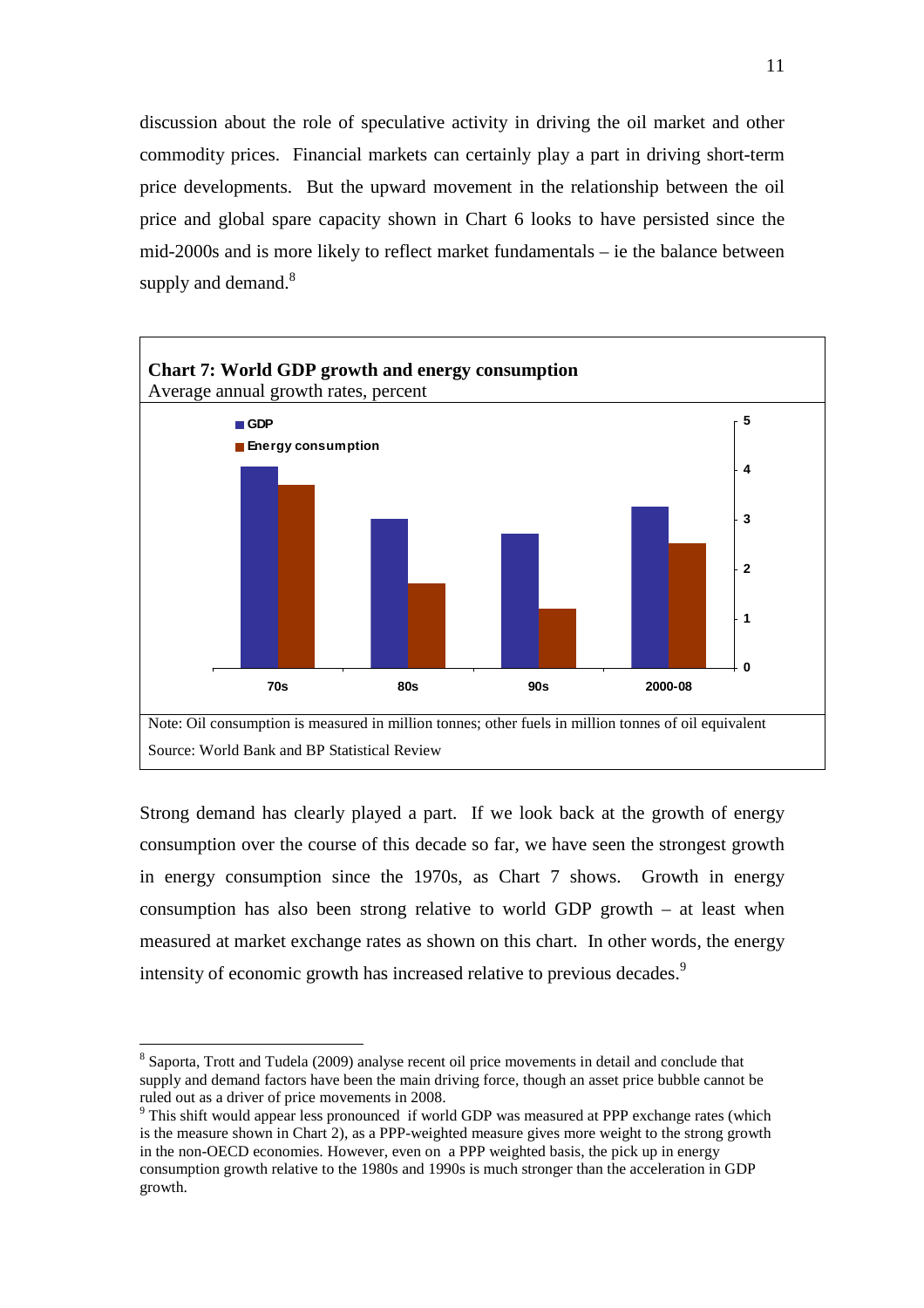discussion about the role of speculative activity in driving the oil market and other commodity prices. Financial markets can certainly play a part in driving short-term price developments. But the upward movement in the relationship between the oil price and global spare capacity shown in Chart 6 looks to have persisted since the mid-2000s and is more likely to reflect market fundamentals – ie the balance between supply and demand.[8]

**Chart 7: World GDP growth and energy consumption**
Average annual growth rates, percent

Note: Oil consumption is measured in million tonnes; other fuels in million tonnes of oil equivalent

Source: World Bank and BP Statistical Review

Strong demand has clearly played a part. If we look back at the growth of energy consumption over the course of this decade so far, we have seen the strongest growth in energy consumption since the 1970s, as Chart 7 shows. Growth in energy consumption has also been strong relative to world GDP growth – at least when measured at market exchange rates as shown on this chart. In other words, the energy intensity of economic growth has increased relative to previous decades.[9]

---

[8] Saporta, Trott and Tudela (2009) analyse recent oil price movements in detail and conclude that supply and demand factors have been the main driving force, though an asset price bubble cannot be ruled out as a driver of price movements in 2008.

[9] This shift would appear less pronounced if world GDP was measured at PPP exchange rates (which is the measure shown in Chart 2), as a PPP-weighted measure gives more weight to the strong growth in the non-OECD economies. However, even on a PPP weighted basis, the pick up in energy consumption growth relative to the 1980s and 1990s is much stronger than the acceleration in GDP growth.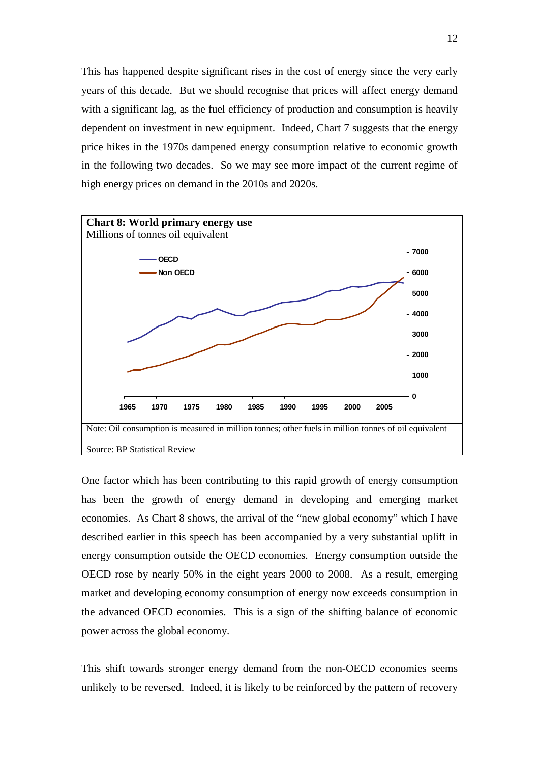This has happened despite significant rises in the cost of energy since the very early years of this decade. But we should recognise that prices will affect energy demand with a significant lag, as the fuel efficiency of production and consumption is heavily dependent on investment in new equipment. Indeed, Chart 7 suggests that the energy price hikes in the 1970s dampened energy consumption relative to economic growth in the following two decades. So we may see more impact of the current regime of high energy prices on demand in the 2010s and 2020s.

**Chart 8: World primary energy use**
Millions of tonnes oil equivalent

Note: Oil consumption is measured in million tonnes; other fuels in million tonnes of oil equivalent

Source: BP Statistical Review

One factor which has been contributing to this rapid growth of energy consumption has been the growth of energy demand in developing and emerging market economies. As Chart 8 shows, the arrival of the "new global economy" which I have described earlier in this speech has been accompanied by a very substantial uplift in energy consumption outside the OECD economies. Energy consumption outside the OECD rose by nearly 50% in the eight years 2000 to 2008. As a result, emerging market and developing economy consumption of energy now exceeds consumption in the advanced OECD economies. This is a sign of the shifting balance of economic power across the global economy.

This shift towards stronger energy demand from the non-OECD economies seems unlikely to be reversed. Indeed, it is likely to be reinforced by the pattern of recovery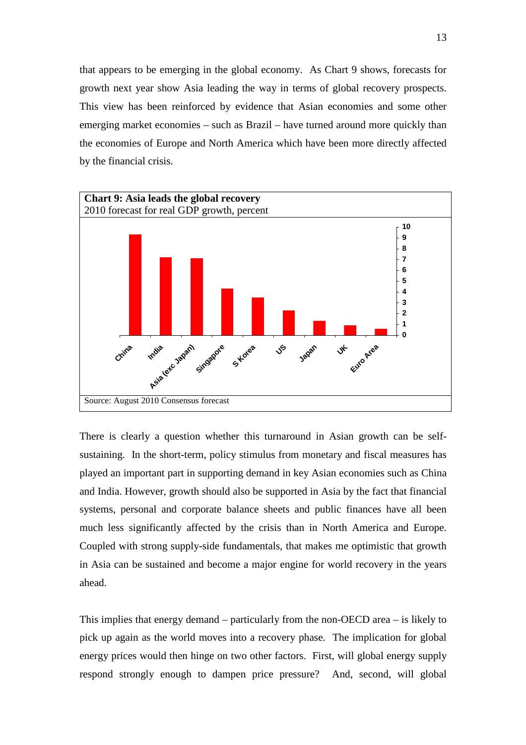that appears to be emerging in the global economy. As Chart 9 shows, forecasts for growth next year show Asia leading the way in terms of global recovery prospects. This view has been reinforced by evidence that Asian economies and some other emerging market economies – such as Brazil – have turned around more quickly than the economies of Europe and North America which have been more directly affected by the financial crisis.

**Chart 9: Asia leads the global recovery**
2010 forecast for real GDP growth, percent

Source: August 2010 Consensus forecast

There is clearly a question whether this turnaround in Asian growth can be self-sustaining. In the short-term, policy stimulus from monetary and fiscal measures has played an important part in supporting demand in key Asian economies such as China and India. However, growth should also be supported in Asia by the fact that financial systems, personal and corporate balance sheets and public finances have all been much less significantly affected by the crisis than in North America and Europe. Coupled with strong supply-side fundamentals, that makes me optimistic that growth in Asia can be sustained and become a major engine for world recovery in the years ahead.

This implies that energy demand – particularly from the non-OECD area – is likely to pick up again as the world moves into a recovery phase. The implication for global energy prices would then hinge on two other factors. First, will global energy supply respond strongly enough to dampen price pressure? And, second, will global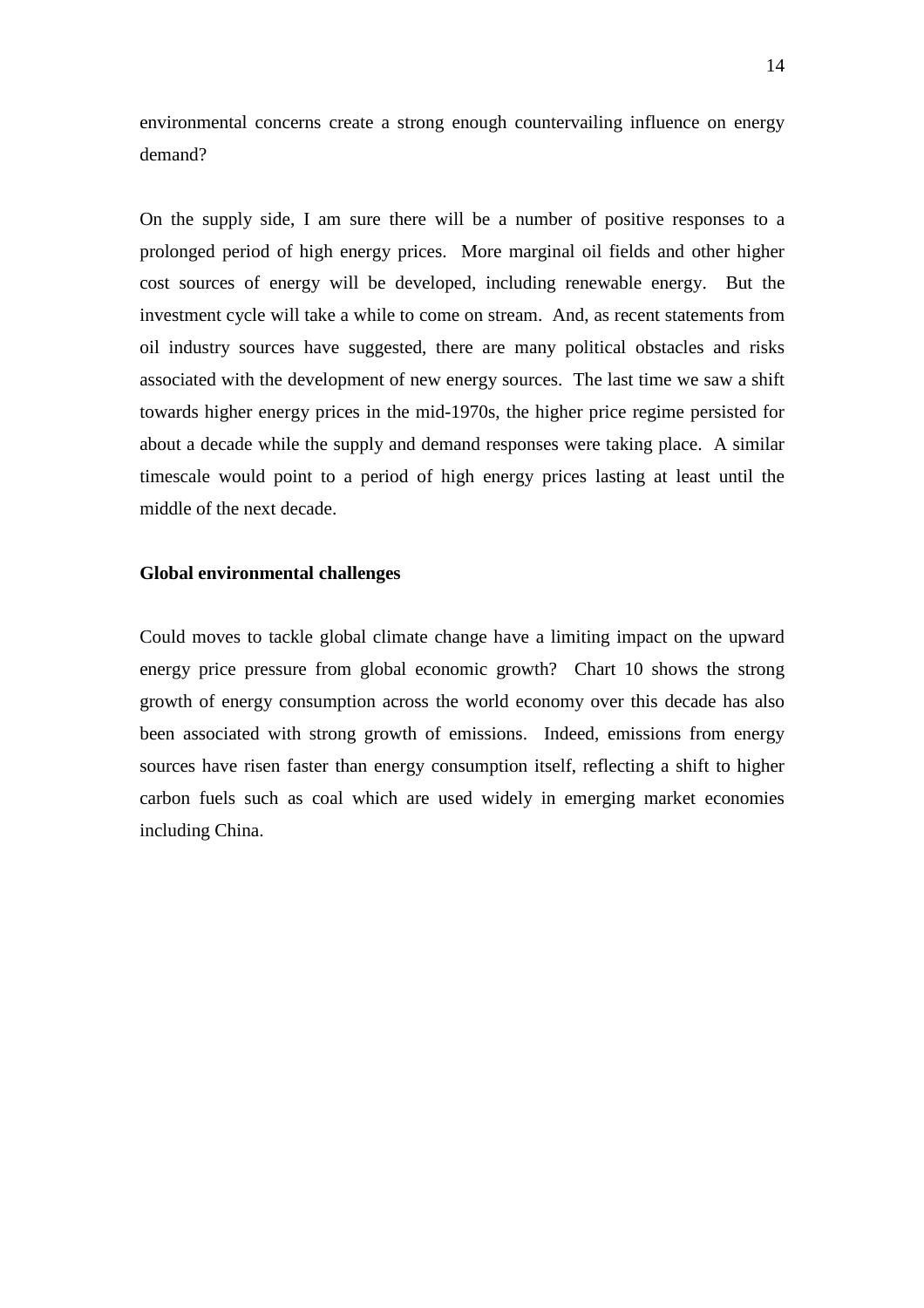environmental concerns create a strong enough countervailing influence on energy demand?

On the supply side, I am sure there will be a number of positive responses to a prolonged period of high energy prices. More marginal oil fields and other higher cost sources of energy will be developed, including renewable energy. But the investment cycle will take a while to come on stream. And, as recent statements from oil industry sources have suggested, there are many political obstacles and risks associated with the development of new energy sources. The last time we saw a shift towards higher energy prices in the mid-1970s, the higher price regime persisted for about a decade while the supply and demand responses were taking place. A similar timescale would point to a period of high energy prices lasting at least until the middle of the next decade.

**Global environmental challenges**

Could moves to tackle global climate change have a limiting impact on the upward energy price pressure from global economic growth? Chart 10 shows the strong growth of energy consumption across the world economy over this decade has also been associated with strong growth of emissions. Indeed, emissions from energy sources have risen faster than energy consumption itself, reflecting a shift to higher carbon fuels such as coal which are used widely in emerging market economies including China.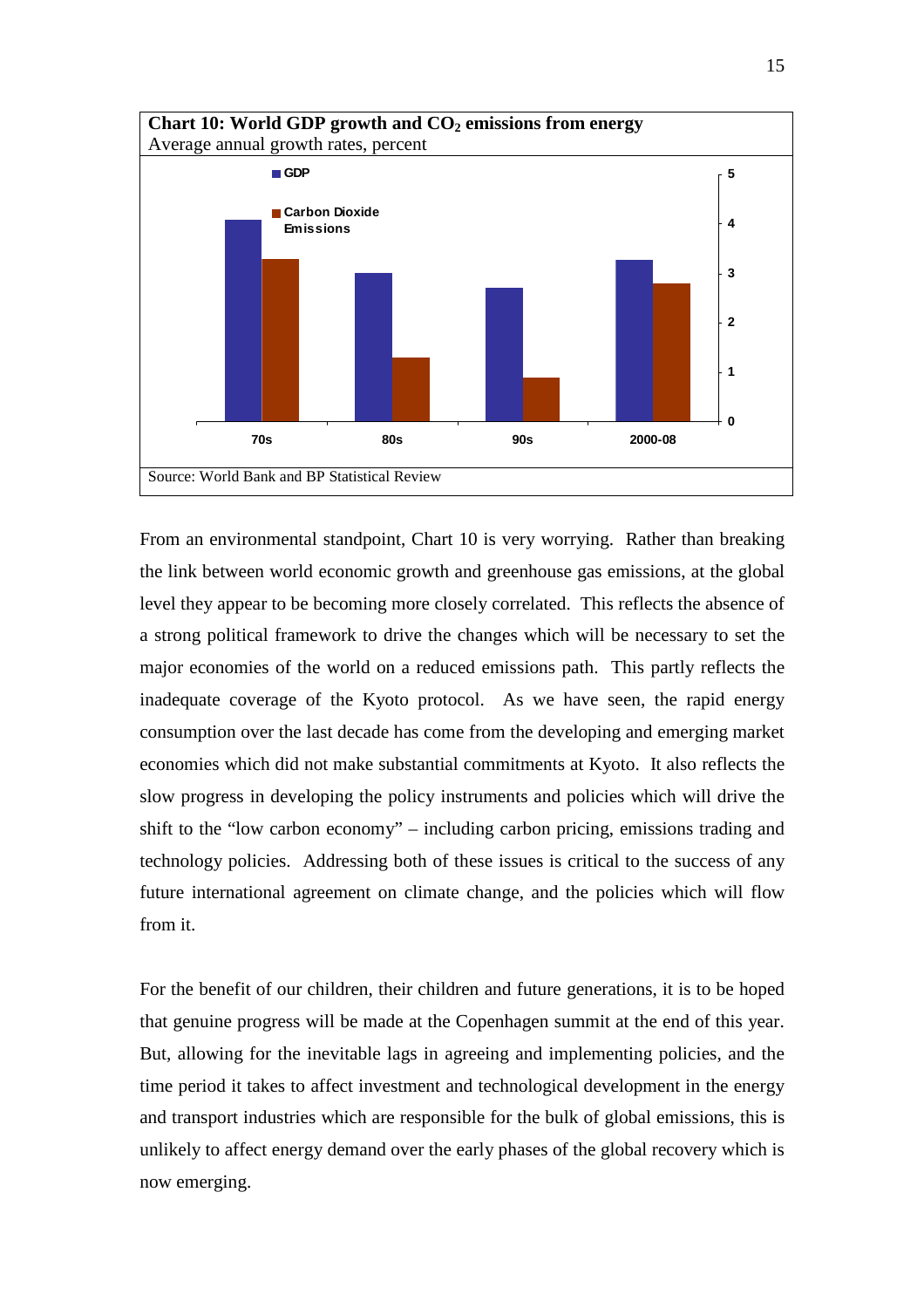**Chart 10: World GDP growth and $CO_2$ emissions from energy**
Average annual growth rates, percent

Source: World Bank and BP Statistical Review

From an environmental standpoint, Chart 10 is very worrying. Rather than breaking the link between world economic growth and greenhouse gas emissions, at the global level they appear to be becoming more closely correlated. This reflects the absence of a strong political framework to drive the changes which will be necessary to set the major economies of the world on a reduced emissions path. This partly reflects the inadequate coverage of the Kyoto protocol. As we have seen, the rapid energy consumption over the last decade has come from the developing and emerging market economies which did not make substantial commitments at Kyoto. It also reflects the slow progress in developing the policy instruments and policies which will drive the shift to the "low carbon economy" – including carbon pricing, emissions trading and technology policies. Addressing both of these issues is critical to the success of any future international agreement on climate change, and the policies which will flow from it.

For the benefit of our children, their children and future generations, it is to be hoped that genuine progress will be made at the Copenhagen summit at the end of this year. But, allowing for the inevitable lags in agreeing and implementing policies, and the time period it takes to affect investment and technological development in the energy and transport industries which are responsible for the bulk of global emissions, this is unlikely to affect energy demand over the early phases of the global recovery which is now emerging.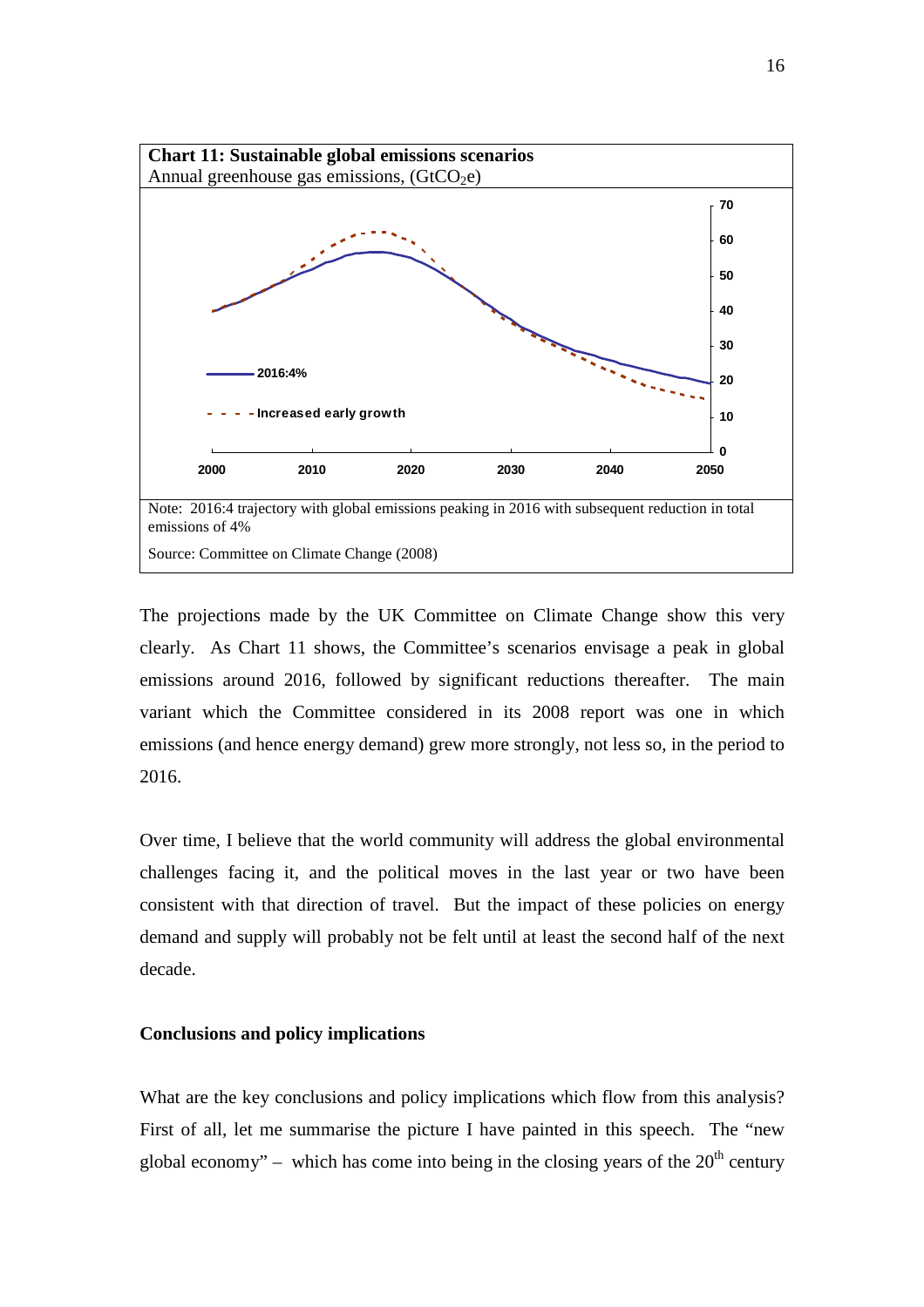**Chart 11: Sustainable global emissions scenarios**
Annual greenhouse gas emissions, ($GtCO_2e$)

Note: 2016:4 trajectory with global emissions peaking in 2016 with subsequent reduction in total emissions of 4%

Source: Committee on Climate Change (2008)

The projections made by the UK Committee on Climate Change show this very clearly. As Chart 11 shows, the Committee's scenarios envisage a peak in global emissions around 2016, followed by significant reductions thereafter. The main variant which the Committee considered in its 2008 report was one in which emissions (and hence energy demand) grew more strongly, not less so, in the period to 2016.

Over time, I believe that the world community will address the global environmental challenges facing it, and the political moves in the last year or two have been consistent with that direction of travel. But the impact of these policies on energy demand and supply will probably not be felt until at least the second half of the next decade.

### Conclusions and policy implications

What are the key conclusions and policy implications which flow from this analysis? First of all, let me summarise the picture I have painted in this speech. The "new global economy" – which has come into being in the closing years of the 20th century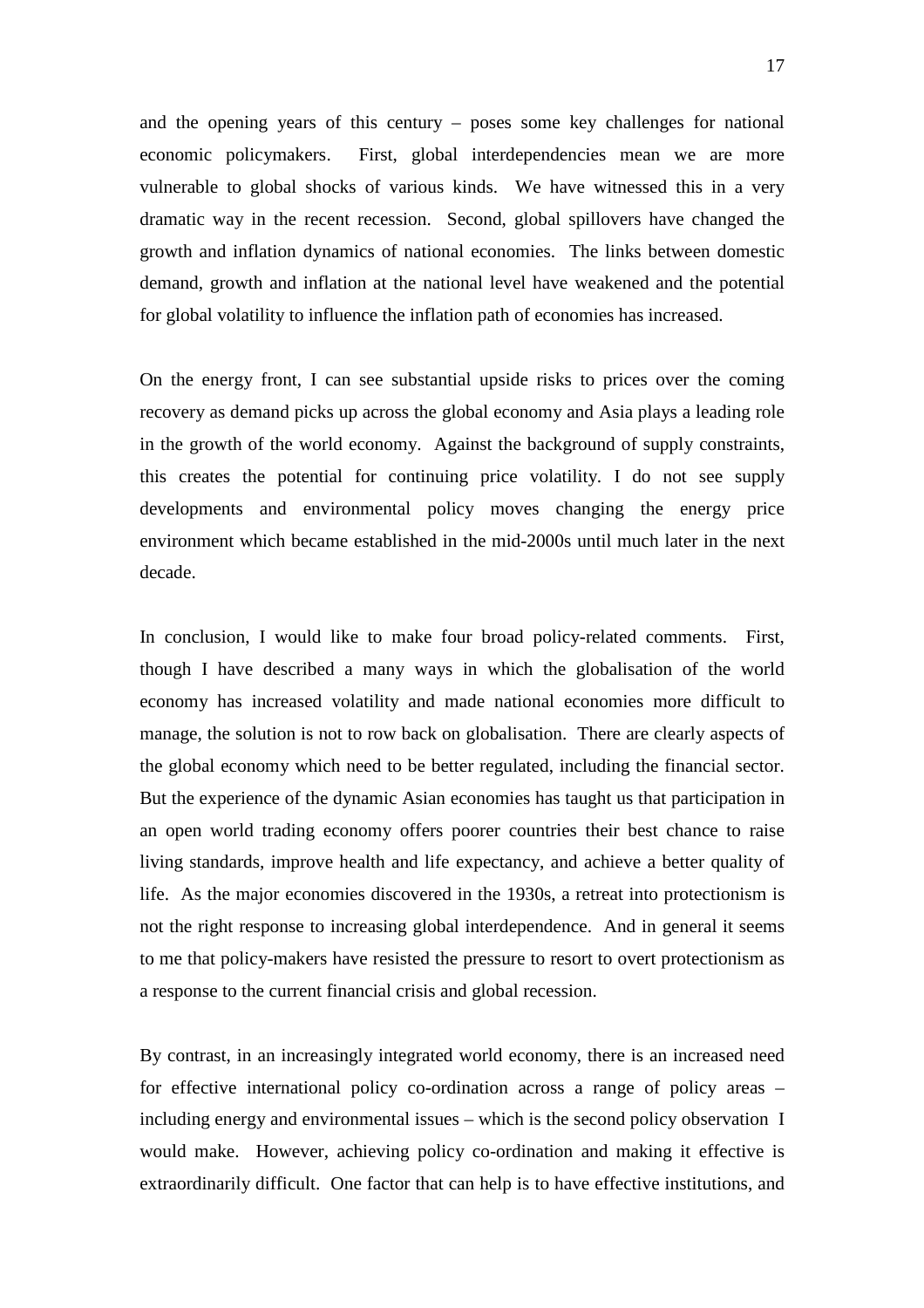and the opening years of this century – poses some key challenges for national economic policymakers. First, global interdependencies mean we are more vulnerable to global shocks of various kinds. We have witnessed this in a very dramatic way in the recent recession. Second, global spillovers have changed the growth and inflation dynamics of national economies. The links between domestic demand, growth and inflation at the national level have weakened and the potential for global volatility to influence the inflation path of economies has increased.

On the energy front, I can see substantial upside risks to prices over the coming recovery as demand picks up across the global economy and Asia plays a leading role in the growth of the world economy. Against the background of supply constraints, this creates the potential for continuing price volatility. I do not see supply developments and environmental policy moves changing the energy price environment which became established in the mid-2000s until much later in the next decade.

In conclusion, I would like to make four broad policy-related comments. First, though I have described a many ways in which the globalisation of the world economy has increased volatility and made national economies more difficult to manage, the solution is not to row back on globalisation. There are clearly aspects of the global economy which need to be better regulated, including the financial sector. But the experience of the dynamic Asian economies has taught us that participation in an open world trading economy offers poorer countries their best chance to raise living standards, improve health and life expectancy, and achieve a better quality of life. As the major economies discovered in the 1930s, a retreat into protectionism is not the right response to increasing global interdependence. And in general it seems to me that policy-makers have resisted the pressure to resort to overt protectionism as a response to the current financial crisis and global recession.

By contrast, in an increasingly integrated world economy, there is an increased need for effective international policy co-ordination across a range of policy areas – including energy and environmental issues – which is the second policy observation I would make. However, achieving policy co-ordination and making it effective is extraordinarily difficult. One factor that can help is to have effective institutions, and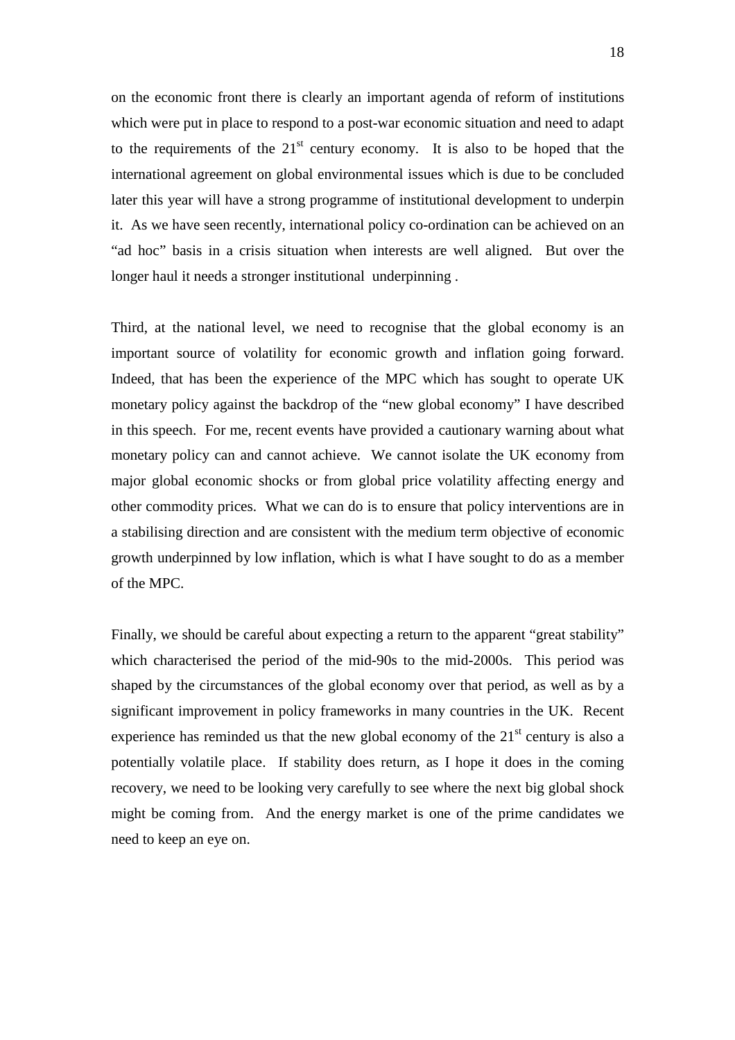on the economic front there is clearly an important agenda of reform of institutions which were put in place to respond to a post-war economic situation and need to adapt to the requirements of the 21st century economy. It is also to be hoped that the international agreement on global environmental issues which is due to be concluded later this year will have a strong programme of institutional development to underpin it. As we have seen recently, international policy co-ordination can be achieved on an "ad hoc" basis in a crisis situation when interests are well aligned. But over the longer haul it needs a stronger institutional underpinning .

Third, at the national level, we need to recognise that the global economy is an important source of volatility for economic growth and inflation going forward. Indeed, that has been the experience of the MPC which has sought to operate UK monetary policy against the backdrop of the "new global economy" I have described in this speech. For me, recent events have provided a cautionary warning about what monetary policy can and cannot achieve. We cannot isolate the UK economy from major global economic shocks or from global price volatility affecting energy and other commodity prices. What we can do is to ensure that policy interventions are in a stabilising direction and are consistent with the medium term objective of economic growth underpinned by low inflation, which is what I have sought to do as a member of the MPC.

Finally, we should be careful about expecting a return to the apparent "great stability" which characterised the period of the mid-90s to the mid-2000s. This period was shaped by the circumstances of the global economy over that period, as well as by a significant improvement in policy frameworks in many countries in the UK. Recent experience has reminded us that the new global economy of the 21st century is also a potentially volatile place. If stability does return, as I hope it does in the coming recovery, we need to be looking very carefully to see where the next big global shock might be coming from. And the energy market is one of the prime candidates we need to keep an eye on.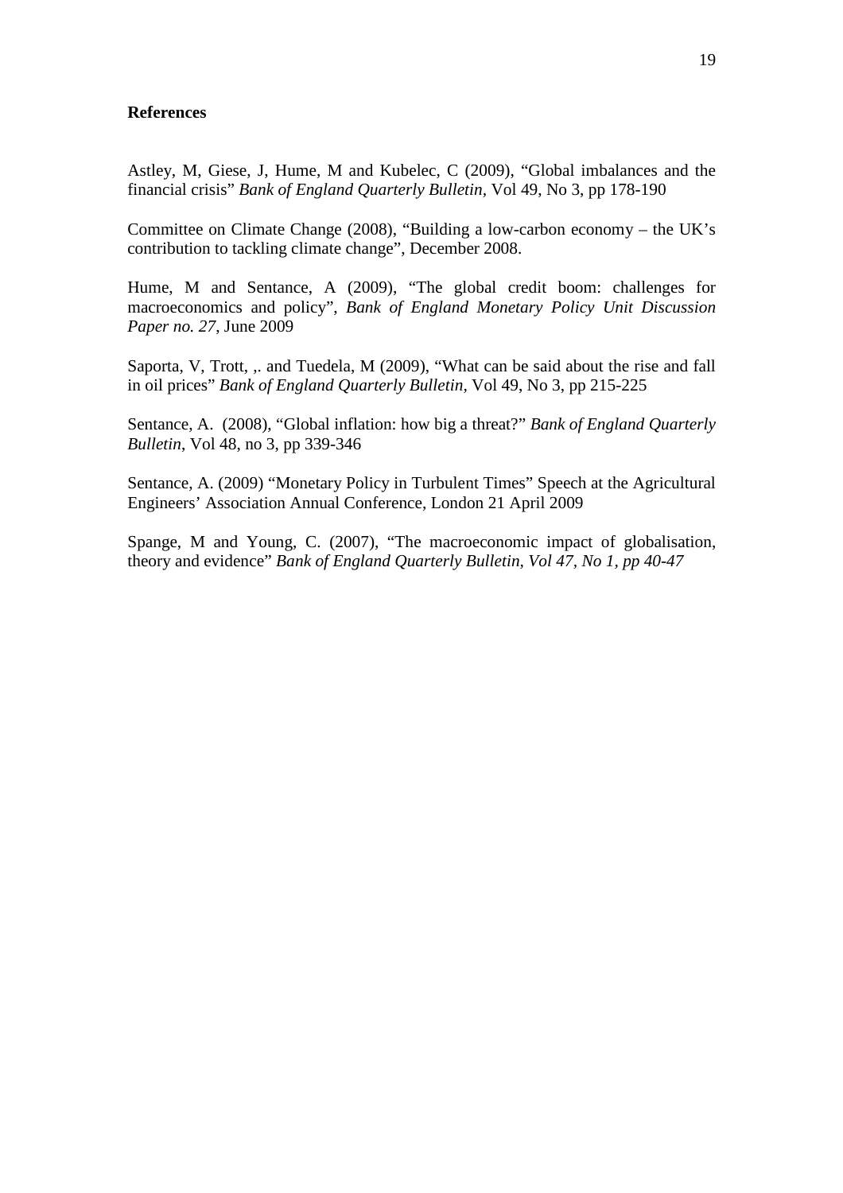**References**

Astley, M, Giese, J, Hume, M and Kubelec, C (2009), "Global imbalances and the financial crisis" *Bank of England Quarterly Bulletin*, Vol 49, No 3, pp 178-190

Committee on Climate Change (2008), "Building a low-carbon economy – the UK's contribution to tackling climate change", December 2008.

Hume, M and Sentance, A (2009), "The global credit boom: challenges for macroeconomics and policy", *Bank of England Monetary Policy Unit Discussion Paper no. 27*, June 2009

Saporta, V, Trott, ,. and Tuedela, M (2009), "What can be said about the rise and fall in oil prices" *Bank of England Quarterly Bulletin*, Vol 49, No 3, pp 215-225

Sentance, A. (2008), "Global inflation: how big a threat?" *Bank of England Quarterly Bulletin*, Vol 48, no 3, pp 339-346

Sentance, A. (2009) "Monetary Policy in Turbulent Times" Speech at the Agricultural Engineers' Association Annual Conference, London 21 April 2009

Spange, M and Young, C. (2007), "The macroeconomic impact of globalisation, theory and evidence" *Bank of England Quarterly Bulletin, Vol 47, No 1, pp 40-47*